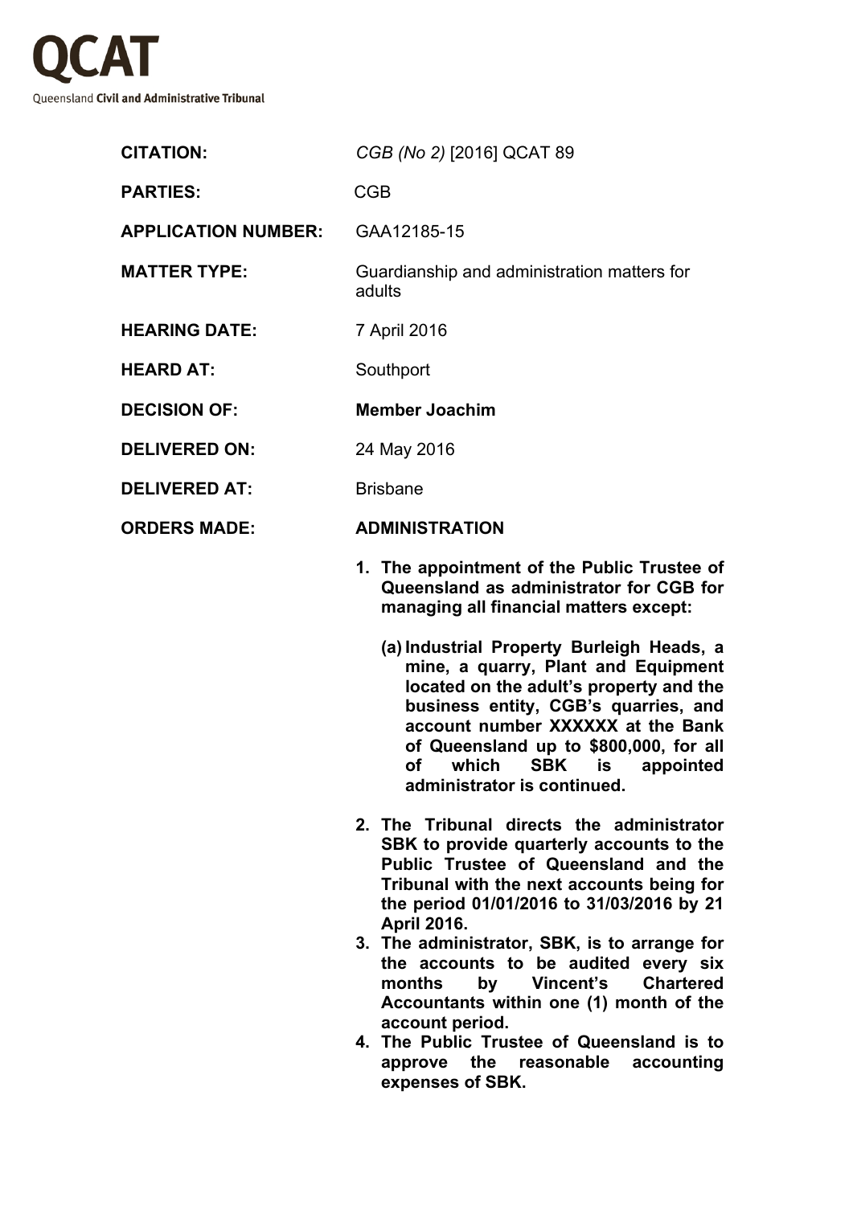**QCAT**

Queensland **Civil and Administrative Tribunal**

| | |
|---|---|
| **CITATION:** | *CGB (No 2)* [2016] QCAT 89 |
| **PARTIES:** | CGB |
| **APPLICATION NUMBER:** | GAA12185-15 |
| **MATTER TYPE:** | Guardianship and administration matters for adults |
| **HEARING DATE:** | 7 April 2016 |
| **HEARD AT:** | Southport |
| **DECISION OF:** | **Member Joachim** |
| **DELIVERED ON:** | 24 May 2016 |
| **DELIVERED AT:** | Brisbane |
| **ORDERS MADE:** | **ADMINISTRATION** |

**1. The appointment of the Public Trustee of Queensland as administrator for CGB for managing all financial matters except:**

   **(a) Industrial Property Burleigh Heads, a mine, a quarry, Plant and Equipment located on the adult's property and the business entity, CGB's quarries, and account number XXXXXX at the Bank of Queensland up to $800,000, for all of which SBK is appointed administrator is continued.**

**2. The Tribunal directs the administrator SBK to provide quarterly accounts to the Public Trustee of Queensland and the Tribunal with the next accounts being for the period 01/01/2016 to 31/03/2016 by 21 April 2016.**

**3. The administrator, SBK, is to arrange for the accounts to be audited every six months by Vincent's Chartered Accountants within one (1) month of the account period.**

**4. The Public Trustee of Queensland is to approve the reasonable accounting expenses of SBK.**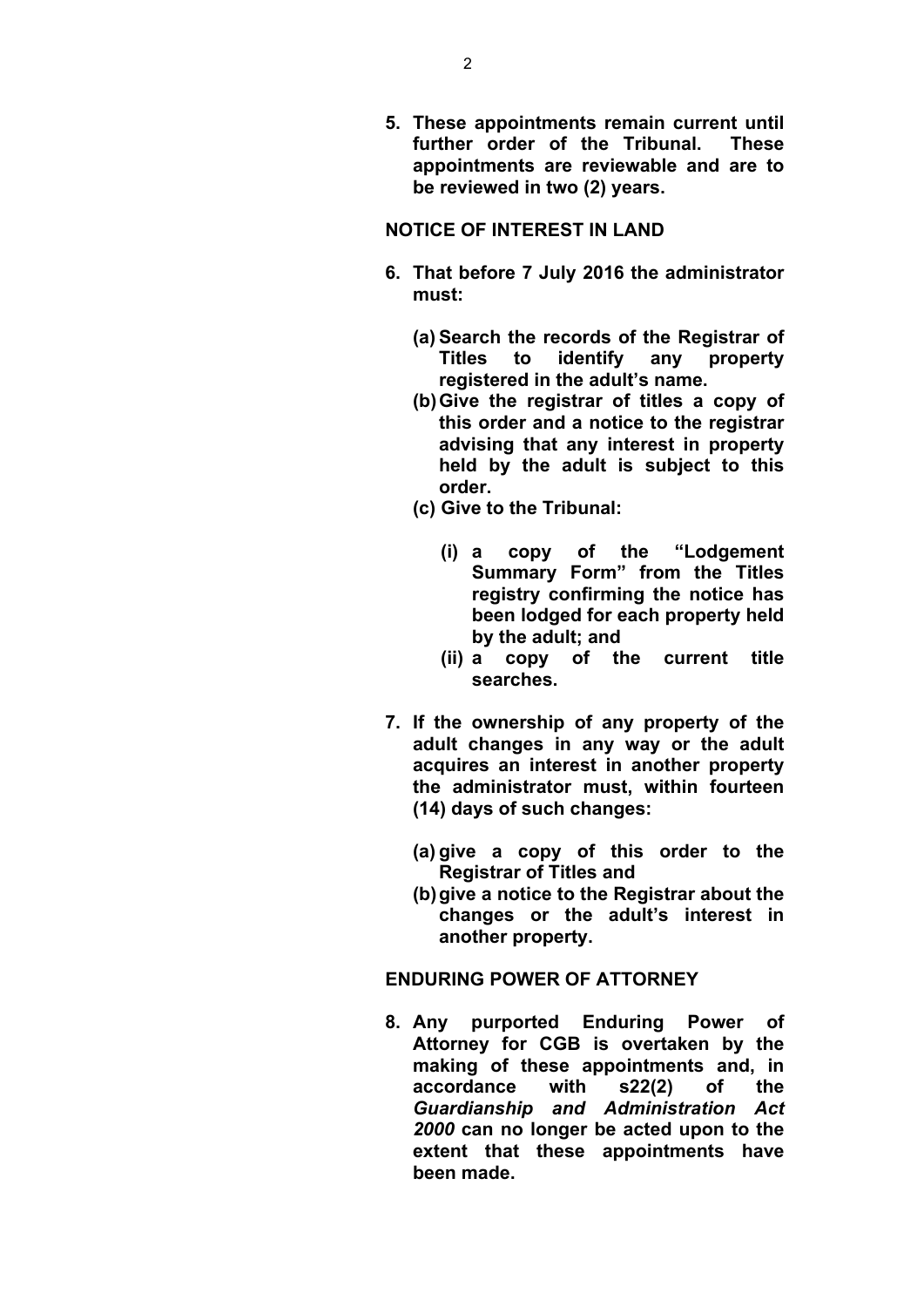**5. These appointments remain current until further order of the Tribunal. These appointments are reviewable and are to be reviewed in two (2) years.**

**NOTICE OF INTEREST IN LAND**

**6. That before 7 July 2016 the administrator must:**

**(a) Search the records of the Registrar of Titles to identify any property registered in the adult's name.**

**(b) Give the registrar of titles a copy of this order and a notice to the registrar advising that any interest in property held by the adult is subject to this order.**

**(c) Give to the Tribunal:**

**(i) a copy of the "Lodgement Summary Form" from the Titles registry confirming the notice has been lodged for each property held by the adult; and**

**(ii) a copy of the current title searches.**

**7. If the ownership of any property of the adult changes in any way or the adult acquires an interest in another property the administrator must, within fourteen (14) days of such changes:**

**(a) give a copy of this order to the Registrar of Titles and**

**(b) give a notice to the Registrar about the changes or the adult's interest in another property.**

**ENDURING POWER OF ATTORNEY**

**8. Any purported Enduring Power of Attorney for CGB is overtaken by the making of these appointments and, in accordance with s22(2) of the *Guardianship and Administration Act 2000* can no longer be acted upon to the extent that these appointments have been made.**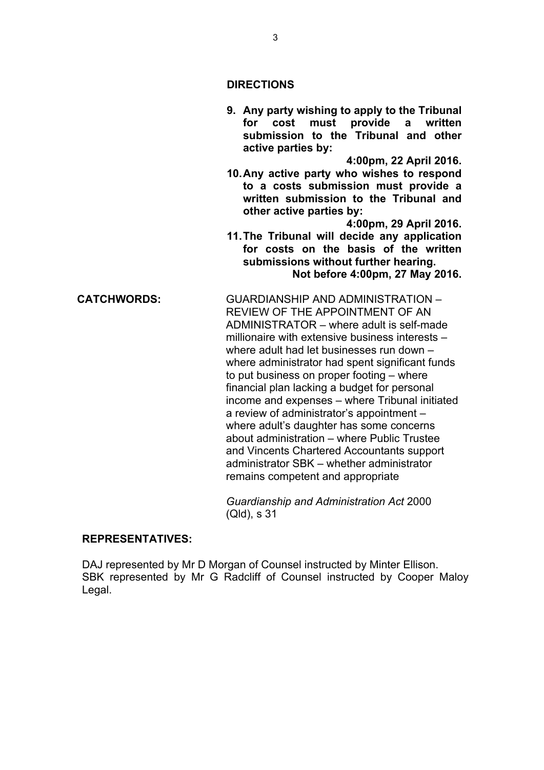**DIRECTIONS**

9. **Any party wishing to apply to the Tribunal for cost must provide a written submission to the Tribunal and other active parties by:**

   **4:00pm, 22 April 2016.**

10. **Any active party who wishes to respond to a costs submission must provide a written submission to the Tribunal and other active parties by:**

    **4:00pm, 29 April 2016.**

11. **The Tribunal will decide any application for costs on the basis of the written submissions without further hearing.**

    **Not before 4:00pm, 27 May 2016.**

**CATCHWORDS:**

GUARDIANSHIP AND ADMINISTRATION – REVIEW OF THE APPOINTMENT OF AN ADMINISTRATOR – where adult is self-made millionaire with extensive business interests – where adult had let businesses run down – where administrator had spent significant funds to put business on proper footing – where financial plan lacking a budget for personal income and expenses – where Tribunal initiated a review of administrator's appointment – where adult's daughter has some concerns about administration – where Public Trustee and Vincents Chartered Accountants support administrator SBK – whether administrator remains competent and appropriate

*Guardianship and Administration Act* 2000 (Qld), s 31

**REPRESENTATIVES:**

DAJ represented by Mr D Morgan of Counsel instructed by Minter Ellison.
SBK represented by Mr G Radcliff of Counsel instructed by Cooper Maloy Legal.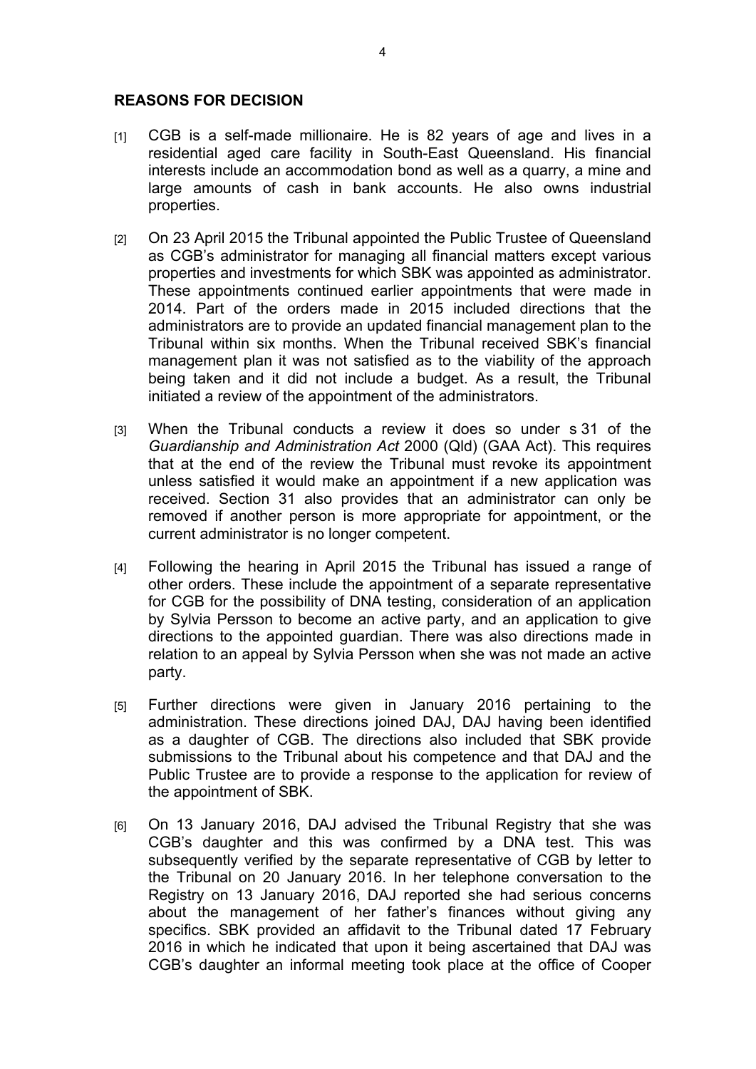## REASONS FOR DECISION

[1] CGB is a self-made millionaire. He is 82 years of age and lives in a residential aged care facility in South-East Queensland. His financial interests include an accommodation bond as well as a quarry, a mine and large amounts of cash in bank accounts. He also owns industrial properties.

[2] On 23 April 2015 the Tribunal appointed the Public Trustee of Queensland as CGB's administrator for managing all financial matters except various properties and investments for which SBK was appointed as administrator. These appointments continued earlier appointments that were made in 2014. Part of the orders made in 2015 included directions that the administrators are to provide an updated financial management plan to the Tribunal within six months. When the Tribunal received SBK's financial management plan it was not satisfied as to the viability of the approach being taken and it did not include a budget. As a result, the Tribunal initiated a review of the appointment of the administrators.

[3] When the Tribunal conducts a review it does so under s 31 of the *Guardianship and Administration Act* 2000 (Qld) (GAA Act). This requires that at the end of the review the Tribunal must revoke its appointment unless satisfied it would make an appointment if a new application was received. Section 31 also provides that an administrator can only be removed if another person is more appropriate for appointment, or the current administrator is no longer competent.

[4] Following the hearing in April 2015 the Tribunal has issued a range of other orders. These include the appointment of a separate representative for CGB for the possibility of DNA testing, consideration of an application by Sylvia Persson to become an active party, and an application to give directions to the appointed guardian. There was also directions made in relation to an appeal by Sylvia Persson when she was not made an active party.

[5] Further directions were given in January 2016 pertaining to the administration. These directions joined DAJ, DAJ having been identified as a daughter of CGB. The directions also included that SBK provide submissions to the Tribunal about his competence and that DAJ and the Public Trustee are to provide a response to the application for review of the appointment of SBK.

[6] On 13 January 2016, DAJ advised the Tribunal Registry that she was CGB's daughter and this was confirmed by a DNA test. This was subsequently verified by the separate representative of CGB by letter to the Tribunal on 20 January 2016. In her telephone conversation to the Registry on 13 January 2016, DAJ reported she had serious concerns about the management of her father's finances without giving any specifics. SBK provided an affidavit to the Tribunal dated 17 February 2016 in which he indicated that upon it being ascertained that DAJ was CGB's daughter an informal meeting took place at the office of Cooper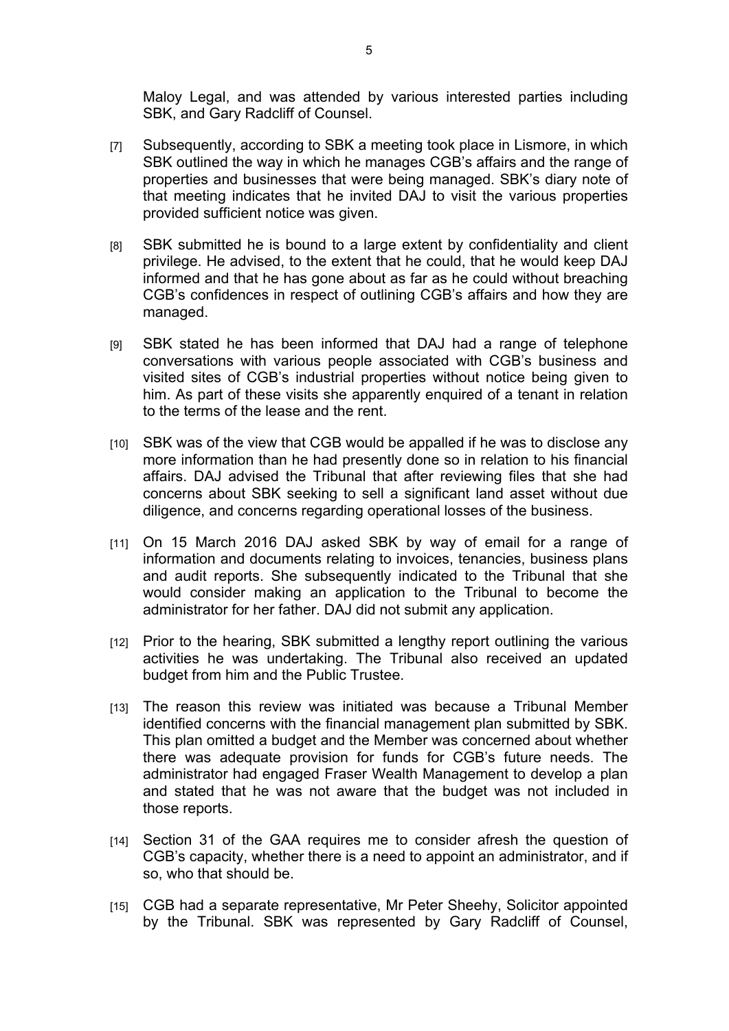Maloy Legal, and was attended by various interested parties including SBK, and Gary Radcliff of Counsel.

[7] Subsequently, according to SBK a meeting took place in Lismore, in which SBK outlined the way in which he manages CGB's affairs and the range of properties and businesses that were being managed. SBK's diary note of that meeting indicates that he invited DAJ to visit the various properties provided sufficient notice was given.

[8] SBK submitted he is bound to a large extent by confidentiality and client privilege. He advised, to the extent that he could, that he would keep DAJ informed and that he has gone about as far as he could without breaching CGB's confidences in respect of outlining CGB's affairs and how they are managed.

[9] SBK stated he has been informed that DAJ had a range of telephone conversations with various people associated with CGB's business and visited sites of CGB's industrial properties without notice being given to him. As part of these visits she apparently enquired of a tenant in relation to the terms of the lease and the rent.

[10] SBK was of the view that CGB would be appalled if he was to disclose any more information than he had presently done so in relation to his financial affairs. DAJ advised the Tribunal that after reviewing files that she had concerns about SBK seeking to sell a significant land asset without due diligence, and concerns regarding operational losses of the business.

[11] On 15 March 2016 DAJ asked SBK by way of email for a range of information and documents relating to invoices, tenancies, business plans and audit reports. She subsequently indicated to the Tribunal that she would consider making an application to the Tribunal to become the administrator for her father. DAJ did not submit any application.

[12] Prior to the hearing, SBK submitted a lengthy report outlining the various activities he was undertaking. The Tribunal also received an updated budget from him and the Public Trustee.

[13] The reason this review was initiated was because a Tribunal Member identified concerns with the financial management plan submitted by SBK. This plan omitted a budget and the Member was concerned about whether there was adequate provision for funds for CGB's future needs. The administrator had engaged Fraser Wealth Management to develop a plan and stated that he was not aware that the budget was not included in those reports.

[14] Section 31 of the GAA requires me to consider afresh the question of CGB's capacity, whether there is a need to appoint an administrator, and if so, who that should be.

[15] CGB had a separate representative, Mr Peter Sheehy, Solicitor appointed by the Tribunal. SBK was represented by Gary Radcliff of Counsel,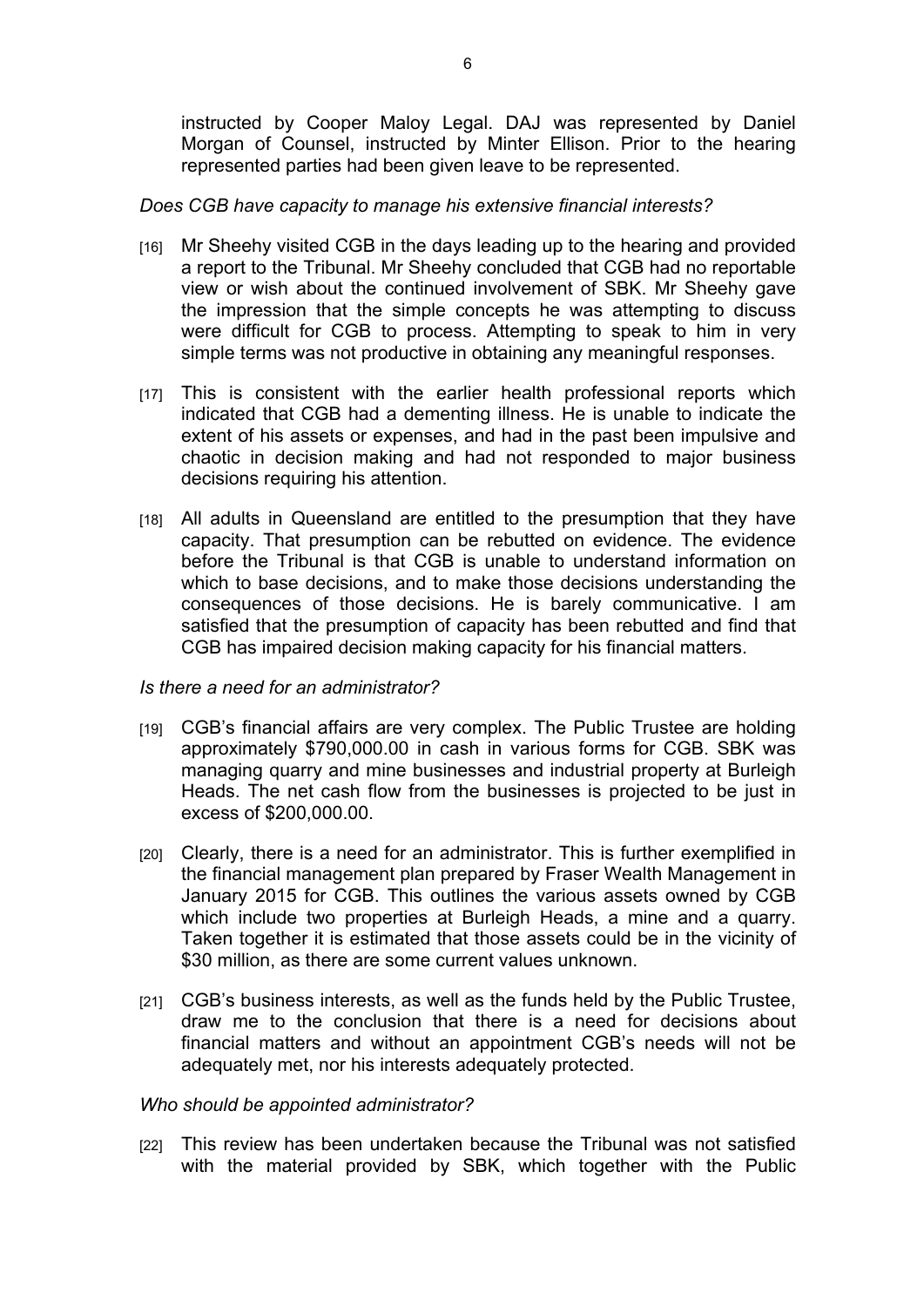instructed by Cooper Maloy Legal. DAJ was represented by Daniel Morgan of Counsel, instructed by Minter Ellison. Prior to the hearing represented parties had been given leave to be represented.

*Does CGB have capacity to manage his extensive financial interests?*

[16] Mr Sheehy visited CGB in the days leading up to the hearing and provided a report to the Tribunal. Mr Sheehy concluded that CGB had no reportable view or wish about the continued involvement of SBK. Mr Sheehy gave the impression that the simple concepts he was attempting to discuss were difficult for CGB to process. Attempting to speak to him in very simple terms was not productive in obtaining any meaningful responses.

[17] This is consistent with the earlier health professional reports which indicated that CGB had a dementing illness. He is unable to indicate the extent of his assets or expenses, and had in the past been impulsive and chaotic in decision making and had not responded to major business decisions requiring his attention.

[18] All adults in Queensland are entitled to the presumption that they have capacity. That presumption can be rebutted on evidence. The evidence before the Tribunal is that CGB is unable to understand information on which to base decisions, and to make those decisions understanding the consequences of those decisions. He is barely communicative. I am satisfied that the presumption of capacity has been rebutted and find that CGB has impaired decision making capacity for his financial matters.

*Is there a need for an administrator?*

[19] CGB's financial affairs are very complex. The Public Trustee are holding approximately $790,000.00 in cash in various forms for CGB. SBK was managing quarry and mine businesses and industrial property at Burleigh Heads. The net cash flow from the businesses is projected to be just in excess of $200,000.00.

[20] Clearly, there is a need for an administrator. This is further exemplified in the financial management plan prepared by Fraser Wealth Management in January 2015 for CGB. This outlines the various assets owned by CGB which include two properties at Burleigh Heads, a mine and a quarry. Taken together it is estimated that those assets could be in the vicinity of $30 million, as there are some current values unknown.

[21] CGB's business interests, as well as the funds held by the Public Trustee, draw me to the conclusion that there is a need for decisions about financial matters and without an appointment CGB's needs will not be adequately met, nor his interests adequately protected.

*Who should be appointed administrator?*

[22] This review has been undertaken because the Tribunal was not satisfied with the material provided by SBK, which together with the Public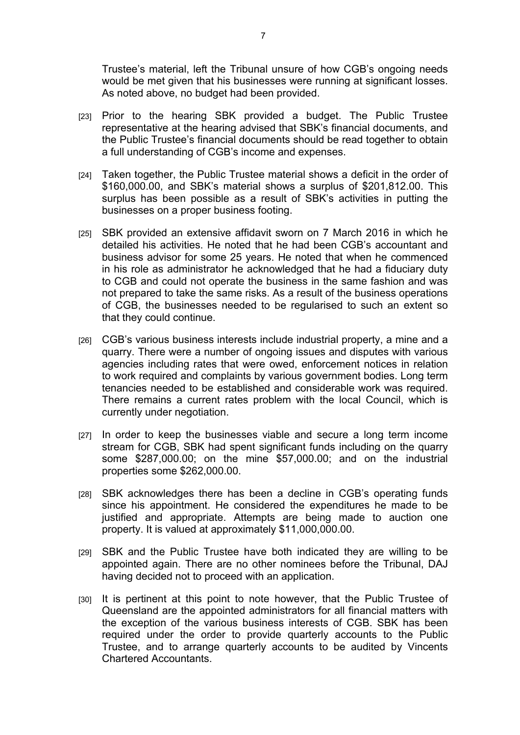Trustee's material, left the Tribunal unsure of how CGB's ongoing needs would be met given that his businesses were running at significant losses. As noted above, no budget had been provided.

[23] Prior to the hearing SBK provided a budget. The Public Trustee representative at the hearing advised that SBK's financial documents, and the Public Trustee's financial documents should be read together to obtain a full understanding of CGB's income and expenses.

[24] Taken together, the Public Trustee material shows a deficit in the order of $160,000.00, and SBK's material shows a surplus of $201,812.00. This surplus has been possible as a result of SBK's activities in putting the businesses on a proper business footing.

[25] SBK provided an extensive affidavit sworn on 7 March 2016 in which he detailed his activities. He noted that he had been CGB's accountant and business advisor for some 25 years. He noted that when he commenced in his role as administrator he acknowledged that he had a fiduciary duty to CGB and could not operate the business in the same fashion and was not prepared to take the same risks. As a result of the business operations of CGB, the businesses needed to be regularised to such an extent so that they could continue.

[26] CGB's various business interests include industrial property, a mine and a quarry. There were a number of ongoing issues and disputes with various agencies including rates that were owed, enforcement notices in relation to work required and complaints by various government bodies. Long term tenancies needed to be established and considerable work was required. There remains a current rates problem with the local Council, which is currently under negotiation.

[27] In order to keep the businesses viable and secure a long term income stream for CGB, SBK had spent significant funds including on the quarry some $287,000.00; on the mine $57,000.00; and on the industrial properties some $262,000.00.

[28] SBK acknowledges there has been a decline in CGB's operating funds since his appointment. He considered the expenditures he made to be justified and appropriate. Attempts are being made to auction one property. It is valued at approximately $11,000,000.00.

[29] SBK and the Public Trustee have both indicated they are willing to be appointed again. There are no other nominees before the Tribunal, DAJ having decided not to proceed with an application.

[30] It is pertinent at this point to note however, that the Public Trustee of Queensland are the appointed administrators for all financial matters with the exception of the various business interests of CGB. SBK has been required under the order to provide quarterly accounts to the Public Trustee, and to arrange quarterly accounts to be audited by Vincents Chartered Accountants.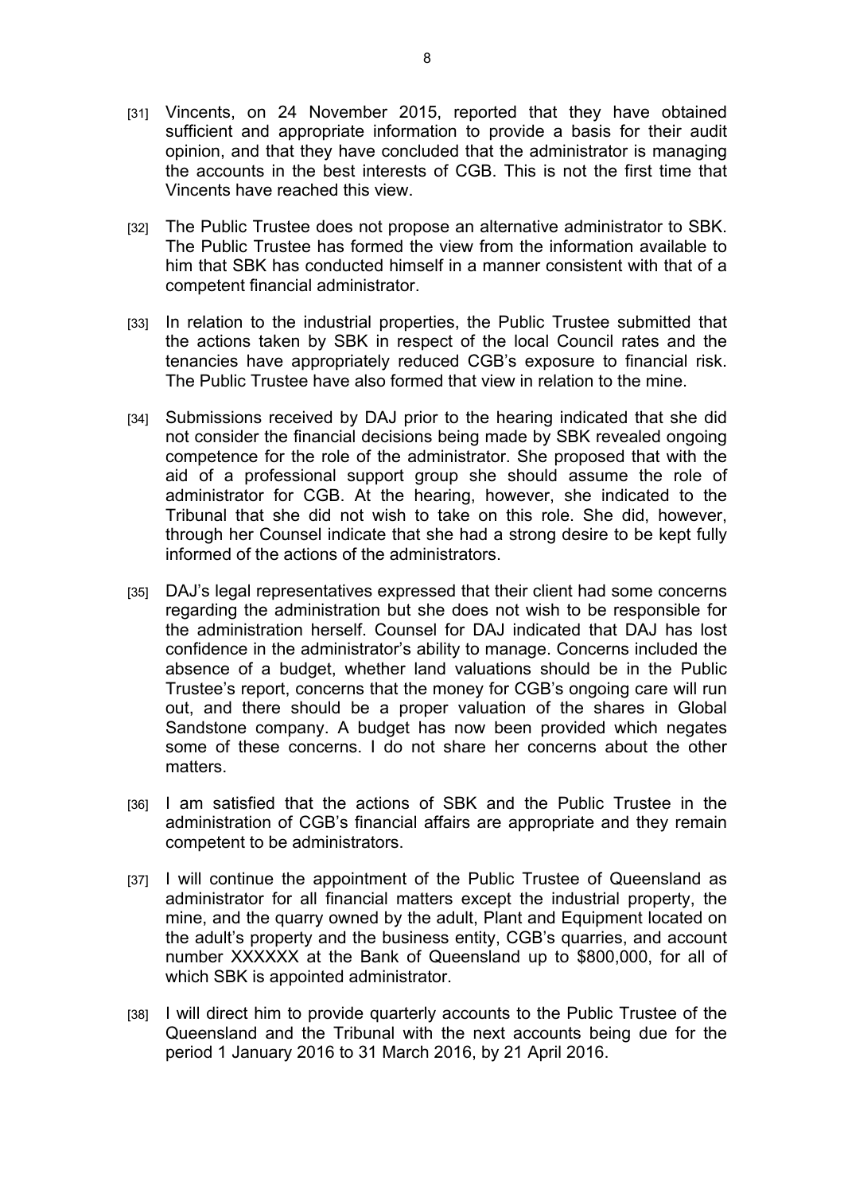[31] Vincents, on 24 November 2015, reported that they have obtained sufficient and appropriate information to provide a basis for their audit opinion, and that they have concluded that the administrator is managing the accounts in the best interests of CGB. This is not the first time that Vincents have reached this view.

[32] The Public Trustee does not propose an alternative administrator to SBK. The Public Trustee has formed the view from the information available to him that SBK has conducted himself in a manner consistent with that of a competent financial administrator.

[33] In relation to the industrial properties, the Public Trustee submitted that the actions taken by SBK in respect of the local Council rates and the tenancies have appropriately reduced CGB's exposure to financial risk. The Public Trustee have also formed that view in relation to the mine.

[34] Submissions received by DAJ prior to the hearing indicated that she did not consider the financial decisions being made by SBK revealed ongoing competence for the role of the administrator. She proposed that with the aid of a professional support group she should assume the role of administrator for CGB. At the hearing, however, she indicated to the Tribunal that she did not wish to take on this role. She did, however, through her Counsel indicate that she had a strong desire to be kept fully informed of the actions of the administrators.

[35] DAJ's legal representatives expressed that their client had some concerns regarding the administration but she does not wish to be responsible for the administration herself. Counsel for DAJ indicated that DAJ has lost confidence in the administrator's ability to manage. Concerns included the absence of a budget, whether land valuations should be in the Public Trustee's report, concerns that the money for CGB's ongoing care will run out, and there should be a proper valuation of the shares in Global Sandstone company. A budget has now been provided which negates some of these concerns. I do not share her concerns about the other matters.

[36] I am satisfied that the actions of SBK and the Public Trustee in the administration of CGB's financial affairs are appropriate and they remain competent to be administrators.

[37] I will continue the appointment of the Public Trustee of Queensland as administrator for all financial matters except the industrial property, the mine, and the quarry owned by the adult, Plant and Equipment located on the adult's property and the business entity, CGB's quarries, and account number XXXXXX at the Bank of Queensland up to $800,000, for all of which SBK is appointed administrator.

[38] I will direct him to provide quarterly accounts to the Public Trustee of the Queensland and the Tribunal with the next accounts being due for the period 1 January 2016 to 31 March 2016, by 21 April 2016.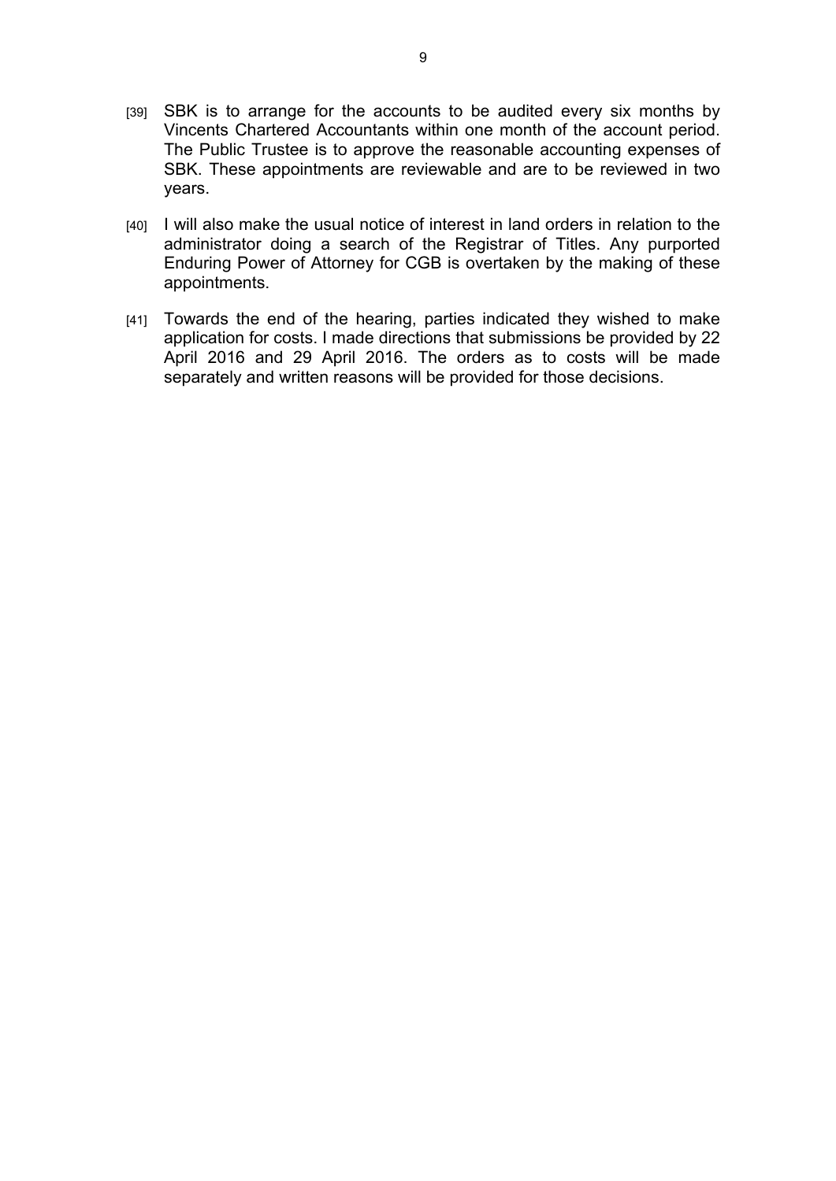[39] SBK is to arrange for the accounts to be audited every six months by Vincents Chartered Accountants within one month of the account period. The Public Trustee is to approve the reasonable accounting expenses of SBK. These appointments are reviewable and are to be reviewed in two years.

[40] I will also make the usual notice of interest in land orders in relation to the administrator doing a search of the Registrar of Titles. Any purported Enduring Power of Attorney for CGB is overtaken by the making of these appointments.

[41] Towards the end of the hearing, parties indicated they wished to make application for costs. I made directions that submissions be provided by 22 April 2016 and 29 April 2016. The orders as to costs will be made separately and written reasons will be provided for those decisions.